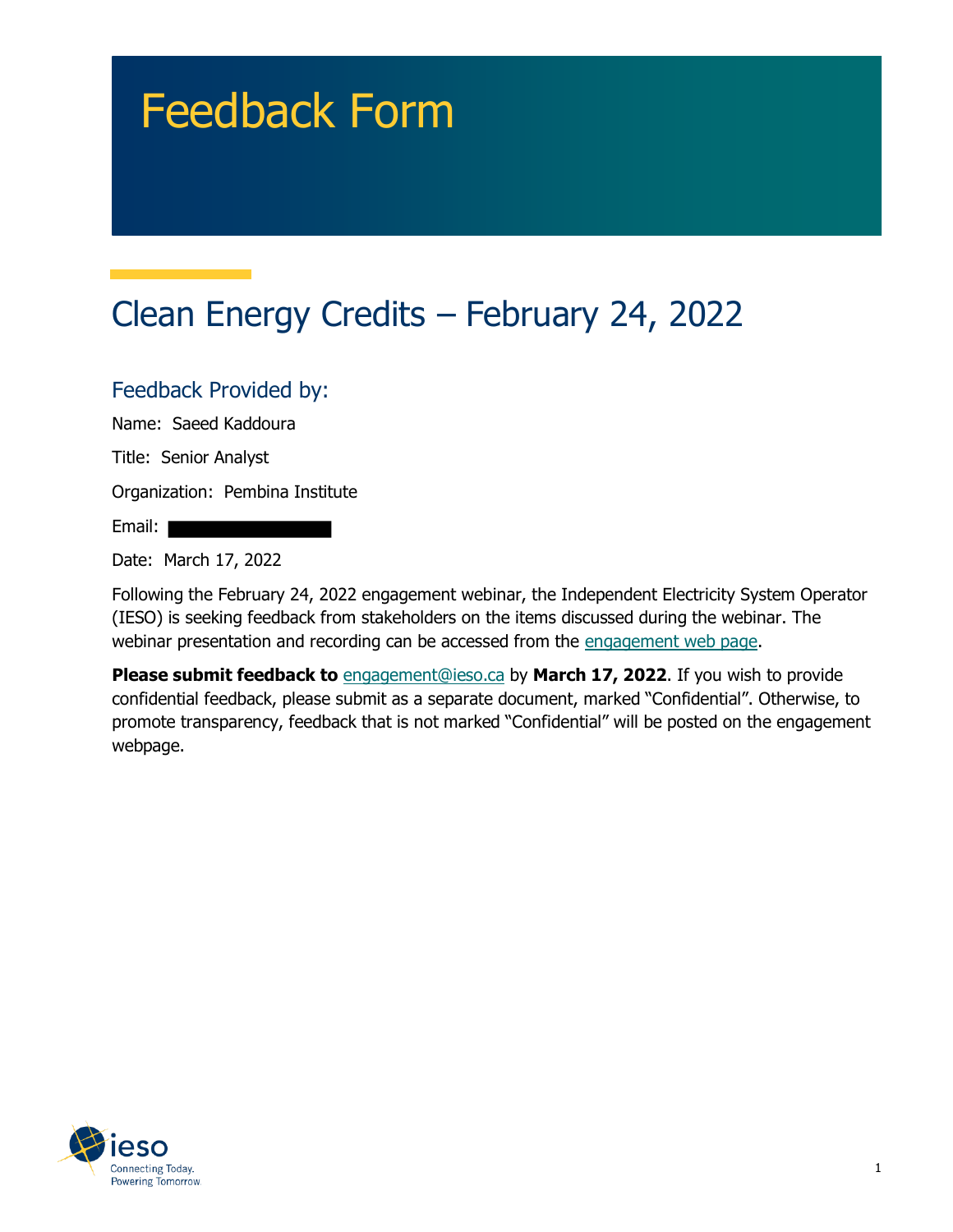# Feedback Form

## Clean Energy Credits – February 24, 2022

### Feedback Provided by:

Name: Saeed Kaddoura

Title: Senior Analyst

Organization: Pembina Institute

Email:

Date: March 17, 2022

Following the February 24, 2022 engagement webinar, the Independent Electricity System Operator (IESO) is seeking feedback from stakeholders on the items discussed during the webinar. The webinar presentation and recording can be accessed from the engagement web page.

**Please submit feedback to** engagement@ieso.ca by **March 17, 2022**. If you wish to provide confidential feedback, please submit as a separate document, marked "Confidential". Otherwise, to promote transparency, feedback that is not marked "Confidential" will be posted on the engagement webpage.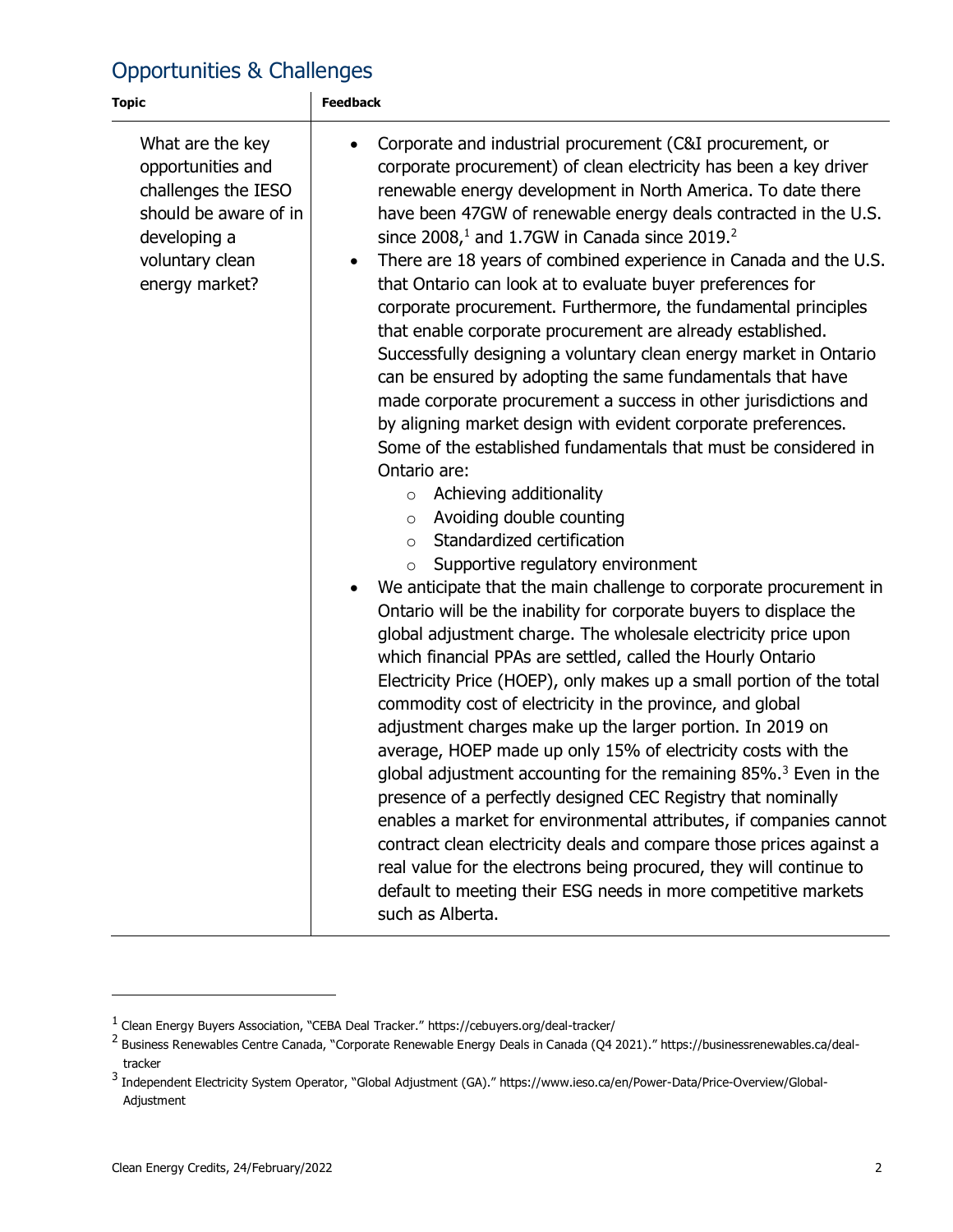## Opportunities & Challenges

| Topic | Feedback |
| --- | --- |
| What are the key opportunities and challenges the IESO should be aware of in developing a voluntary clean energy market? | • Corporate and industrial procurement (C&I procurement, or corporate procurement) of clean electricity has been a key driver renewable energy development in North America. To date there have been 47GW of renewable energy deals contracted in the U.S. since 2008,[1] and 1.7GW in Canada since 2019.[2]<br>• There are 18 years of combined experience in Canada and the U.S. that Ontario can look at to evaluate buyer preferences for corporate procurement. Furthermore, the fundamental principles that enable corporate procurement are already established. Successfully designing a voluntary clean energy market in Ontario can be ensured by adopting the same fundamentals that have made corporate procurement a success in other jurisdictions and by aligning market design with evident corporate preferences. Some of the established fundamentals that must be considered in Ontario are:<br>  ○ Achieving additionality<br>  ○ Avoiding double counting<br>  ○ Standardized certification<br>  ○ Supportive regulatory environment<br>• We anticipate that the main challenge to corporate procurement in Ontario will be the inability for corporate buyers to displace the global adjustment charge. The wholesale electricity price upon which financial PPAs are settled, called the Hourly Ontario Electricity Price (HOEP), only makes up a small portion of the total commodity cost of electricity in the province, and global adjustment charges make up the larger portion. In 2019 on average, HOEP made up only 15% of electricity costs with the global adjustment accounting for the remaining 85%.[3] Even in the presence of a perfectly designed CEC Registry that nominally enables a market for environmental attributes, if companies cannot contract clean electricity deals and compare those prices against a real value for the electrons being procured, they will continue to default to meeting their ESG needs in more competitive markets such as Alberta. |

[1] Clean Energy Buyers Association, "CEBA Deal Tracker." https://cebuyers.org/deal-tracker/

[2] Business Renewables Centre Canada, "Corporate Renewable Energy Deals in Canada (Q4 2021)." https://businessrenewables.ca/deal-tracker

[3] Independent Electricity System Operator, "Global Adjustment (GA)." https://www.ieso.ca/en/Power-Data/Price-Overview/Global-Adjustment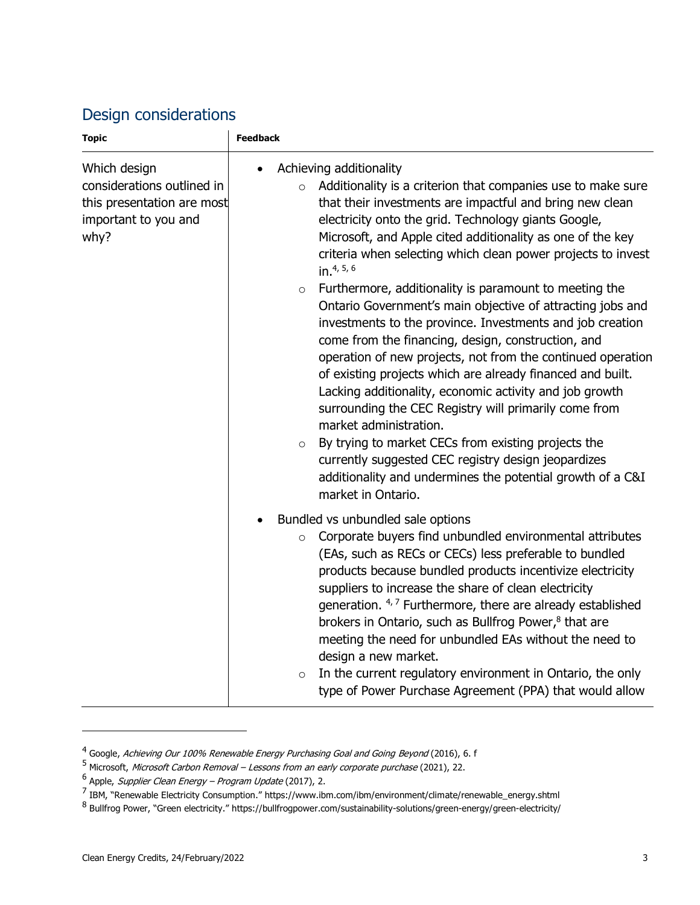## Design considerations

| Topic | Feedback |
|---|---|
| Which design considerations outlined in this presentation are most important to you and why? | • Achieving additionality<br>&nbsp;&nbsp;&nbsp;&nbsp;○ Additionality is a criterion that companies use to make sure that their investments are impactful and bring new clean electricity onto the grid. Technology giants Google, Microsoft, and Apple cited additionality as one of the key criteria when selecting which clean power projects to invest in.[4, 5, 6]<br>&nbsp;&nbsp;&nbsp;&nbsp;○ Furthermore, additionality is paramount to meeting the Ontario Government's main objective of attracting jobs and investments to the province. Investments and job creation come from the financing, design, construction, and operation of new projects, not from the continued operation of existing projects which are already financed and built. Lacking additionality, economic activity and job growth surrounding the CEC Registry will primarily come from market administration.<br>&nbsp;&nbsp;&nbsp;&nbsp;○ By trying to market CECs from existing projects the currently suggested CEC registry design jeopardizes additionality and undermines the potential growth of a C&I market in Ontario.<br>• Bundled vs unbundled sale options<br>&nbsp;&nbsp;&nbsp;&nbsp;○ Corporate buyers find unbundled environmental attributes (EAs, such as RECs or CECs) less preferable to bundled products because bundled products incentivize electricity suppliers to increase the share of clean electricity generation. [4, 7] Furthermore, there are already established brokers in Ontario, such as Bullfrog Power,[8] that are meeting the need for unbundled EAs without the need to design a new market.<br>&nbsp;&nbsp;&nbsp;&nbsp;○ In the current regulatory environment in Ontario, the only type of Power Purchase Agreement (PPA) that would allow |

---

[4] Google, *Achieving Our 100% Renewable Energy Purchasing Goal and Going Beyond* (2016), 6. f

[5] Microsoft, *Microsoft Carbon Removal – Lessons from an early corporate purchase* (2021), 22.

[6] Apple, *Supplier Clean Energy – Program Update* (2017), 2.

[7] IBM, "Renewable Electricity Consumption." https://www.ibm.com/ibm/environment/climate/renewable_energy.shtml

[8] Bullfrog Power, "Green electricity." https://bullfrogpower.com/sustainability-solutions/green-energy/green-electricity/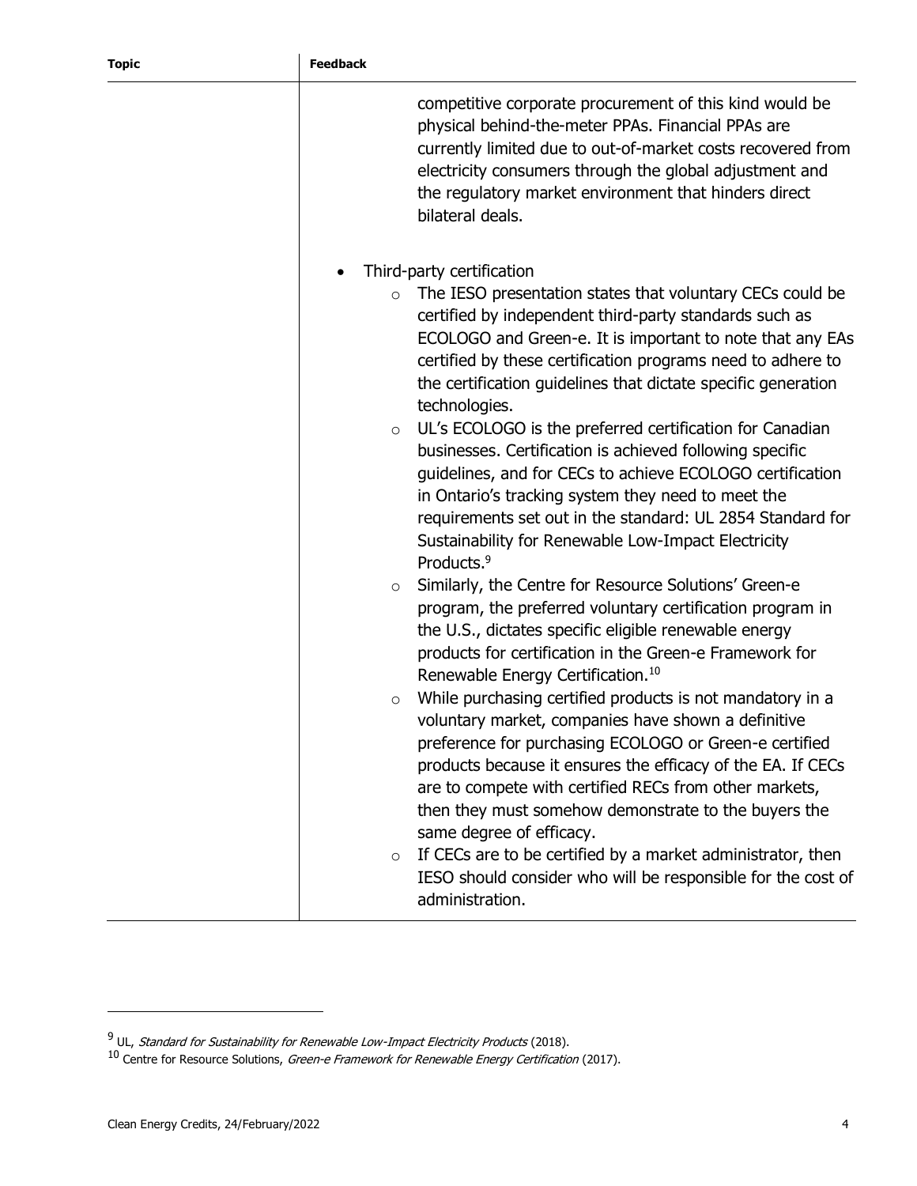| Topic | Feedback |
|---|---|
| | competitive corporate procurement of this kind would be physical behind-the-meter PPAs. Financial PPAs are currently limited due to out-of-market costs recovered from electricity consumers through the global adjustment and the regulatory market environment that hinders direct bilateral deals.<br><br>• Third-party certification<br>  ○ The IESO presentation states that voluntary CECs could be certified by independent third-party standards such as ECOLOGO and Green-e. It is important to note that any EAs certified by these certification programs need to adhere to the certification guidelines that dictate specific generation technologies.<br>  ○ UL's ECOLOGO is the preferred certification for Canadian businesses. Certification is achieved following specific guidelines, and for CECs to achieve ECOLOGO certification in Ontario's tracking system they need to meet the requirements set out in the standard: UL 2854 Standard for Sustainability for Renewable Low-Impact Electricity Products.[9]<br>  ○ Similarly, the Centre for Resource Solutions' Green-e program, the preferred voluntary certification program in the U.S., dictates specific eligible renewable energy products for certification in the Green-e Framework for Renewable Energy Certification.[10]<br>  ○ While purchasing certified products is not mandatory in a voluntary market, companies have shown a definitive preference for purchasing ECOLOGO or Green-e certified products because it ensures the efficacy of the EA. If CECs are to compete with certified RECs from other markets, then they must somehow demonstrate to the buyers the same degree of efficacy.<br>  ○ If CECs are to be certified by a market administrator, then IESO should consider who will be responsible for the cost of administration. |

[9] UL, *Standard for Sustainability for Renewable Low-Impact Electricity Products* (2018).

[10] Centre for Resource Solutions, *Green-e Framework for Renewable Energy Certification* (2017).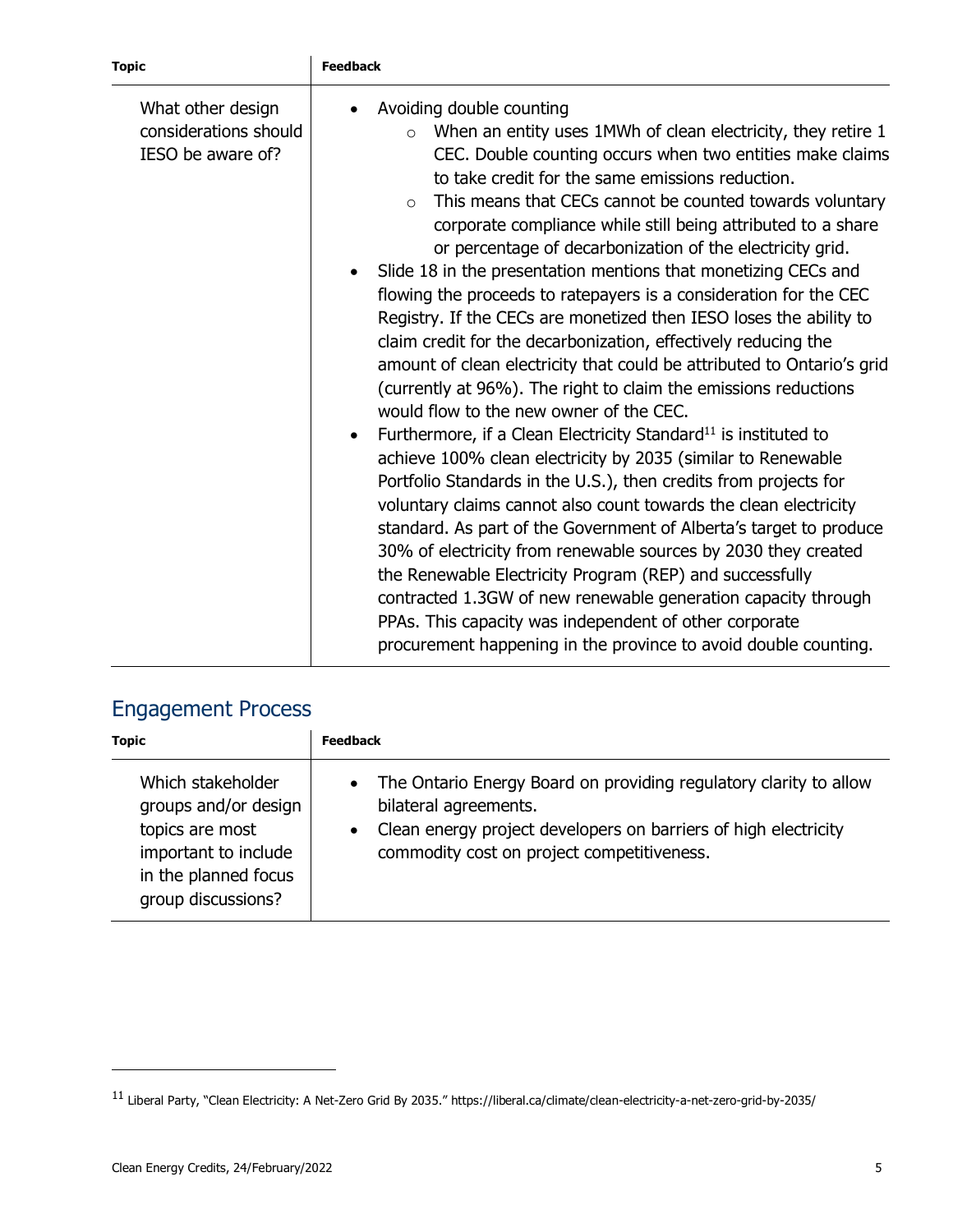| Topic | Feedback |
| --- | --- |
| What other design considerations should IESO be aware of? | • Avoiding double counting<br>  ○ When an entity uses 1MWh of clean electricity, they retire 1 CEC. Double counting occurs when two entities make claims to take credit for the same emissions reduction.<br>  ○ This means that CECs cannot be counted towards voluntary corporate compliance while still being attributed to a share or percentage of decarbonization of the electricity grid.<br>• Slide 18 in the presentation mentions that monetizing CECs and flowing the proceeds to ratepayers is a consideration for the CEC Registry. If the CECs are monetized then IESO loses the ability to claim credit for the decarbonization, effectively reducing the amount of clean electricity that could be attributed to Ontario's grid (currently at 96%). The right to claim the emissions reductions would flow to the new owner of the CEC.<br>• Furthermore, if a Clean Electricity Standard[11] is instituted to achieve 100% clean electricity by 2035 (similar to Renewable Portfolio Standards in the U.S.), then credits from projects for voluntary claims cannot also count towards the clean electricity standard. As part of the Government of Alberta's target to produce 30% of electricity from renewable sources by 2030 they created the Renewable Electricity Program (REP) and successfully contracted 1.3GW of new renewable generation capacity through PPAs. This capacity was independent of other corporate procurement happening in the province to avoid double counting. |

## Engagement Process

| Topic | Feedback |
| --- | --- |
| Which stakeholder groups and/or design topics are most important to include in the planned focus group discussions? | • The Ontario Energy Board on providing regulatory clarity to allow bilateral agreements.<br>• Clean energy project developers on barriers of high electricity commodity cost on project competitiveness. |

[11] Liberal Party, "Clean Electricity: A Net-Zero Grid By 2035." https://liberal.ca/climate/clean-electricity-a-net-zero-grid-by-2035/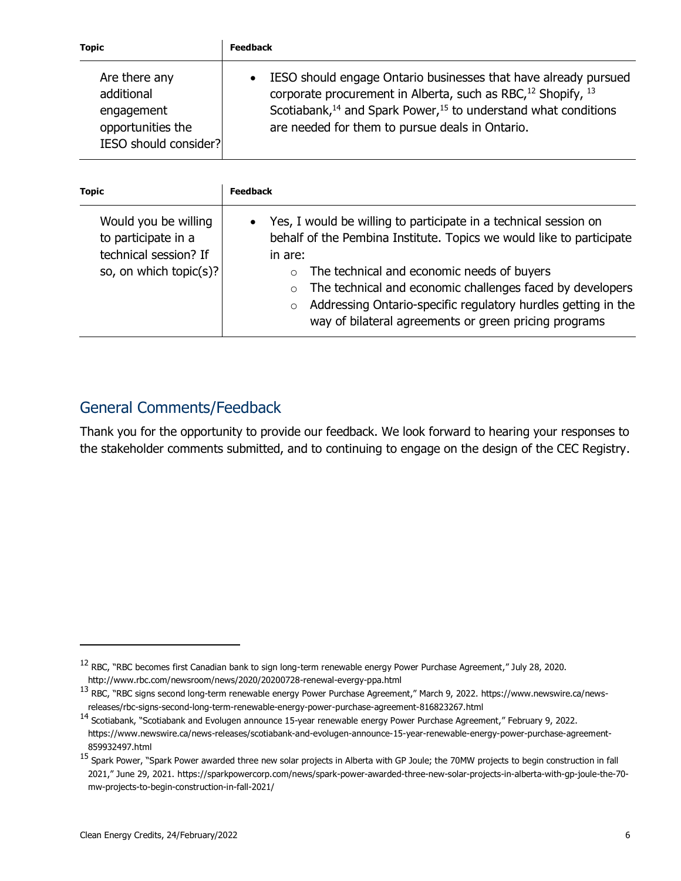| Topic | Feedback |
| --- | --- |
| Are there any additional engagement opportunities the IESO should consider? | • IESO should engage Ontario businesses that have already pursued corporate procurement in Alberta, such as RBC,[12] Shopify, [13] Scotiabank,[14] and Spark Power,[15] to understand what conditions are needed for them to pursue deals in Ontario. |

| Topic | Feedback |
| --- | --- |
| Would you be willing to participate in a technical session? If so, on which topic(s)? | • Yes, I would be willing to participate in a technical session on behalf of the Pembina Institute. Topics we would like to participate in are: <br> ○ The technical and economic needs of buyers <br> ○ The technical and economic challenges faced by developers <br> ○ Addressing Ontario-specific regulatory hurdles getting in the way of bilateral agreements or green pricing programs |

## General Comments/Feedback

Thank you for the opportunity to provide our feedback. We look forward to hearing your responses to the stakeholder comments submitted, and to continuing to engage on the design of the CEC Registry.

---

[12] RBC, "RBC becomes first Canadian bank to sign long-term renewable energy Power Purchase Agreement," July 28, 2020. http://www.rbc.com/newsroom/news/2020/20200728-renewal-evergy-ppa.html

[13] RBC, "RBC signs second long-term renewable energy Power Purchase Agreement," March 9, 2022. https://www.newswire.ca/news-releases/rbc-signs-second-long-term-renewable-energy-power-purchase-agreement-816823267.html

[14] Scotiabank, "Scotiabank and Evolugen announce 15-year renewable energy Power Purchase Agreement," February 9, 2022. https://www.newswire.ca/news-releases/scotiabank-and-evolugen-announce-15-year-renewable-energy-power-purchase-agreement-859932497.html

[15] Spark Power, "Spark Power awarded three new solar projects in Alberta with GP Joule; the 70MW projects to begin construction in fall 2021," June 29, 2021. https://sparkpowercorp.com/news/spark-power-awarded-three-new-solar-projects-in-alberta-with-gp-joule-the-70-mw-projects-to-begin-construction-in-fall-2021/